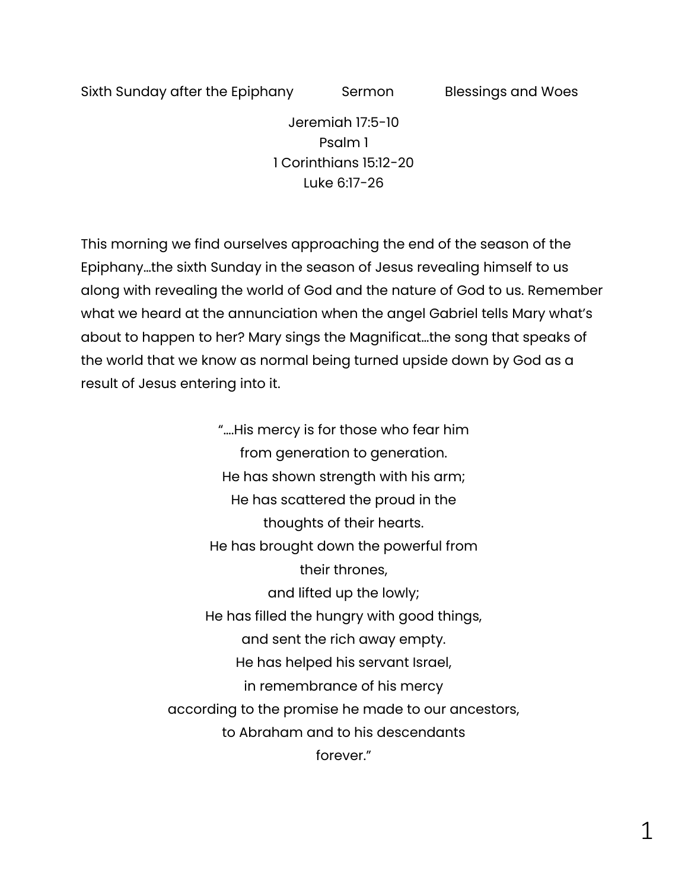Sixth Sunday after the Epiphany Sermon Blessings and Woes

Jeremiah 17:5-10
Psalm 1
1 Corinthians 15:12-20
Luke 6:17-26

This morning we find ourselves approaching the end of the season of the Epiphany…the sixth Sunday in the season of Jesus revealing himself to us along with revealing the world of God and the nature of God to us. Remember what we heard at the annunciation when the angel Gabriel tells Mary what's about to happen to her? Mary sings the Magnificat…the song that speaks of the world that we know as normal being turned upside down by God as a result of Jesus entering into it.

"….His mercy is for those who fear him
from generation to generation.
He has shown strength with his arm;
He has scattered the proud in the
thoughts of their hearts.
He has brought down the powerful from
their thrones,
and lifted up the lowly;
He has filled the hungry with good things,
and sent the rich away empty.
He has helped his servant Israel,
in remembrance of his mercy
according to the promise he made to our ancestors,
to Abraham and to his descendants
forever."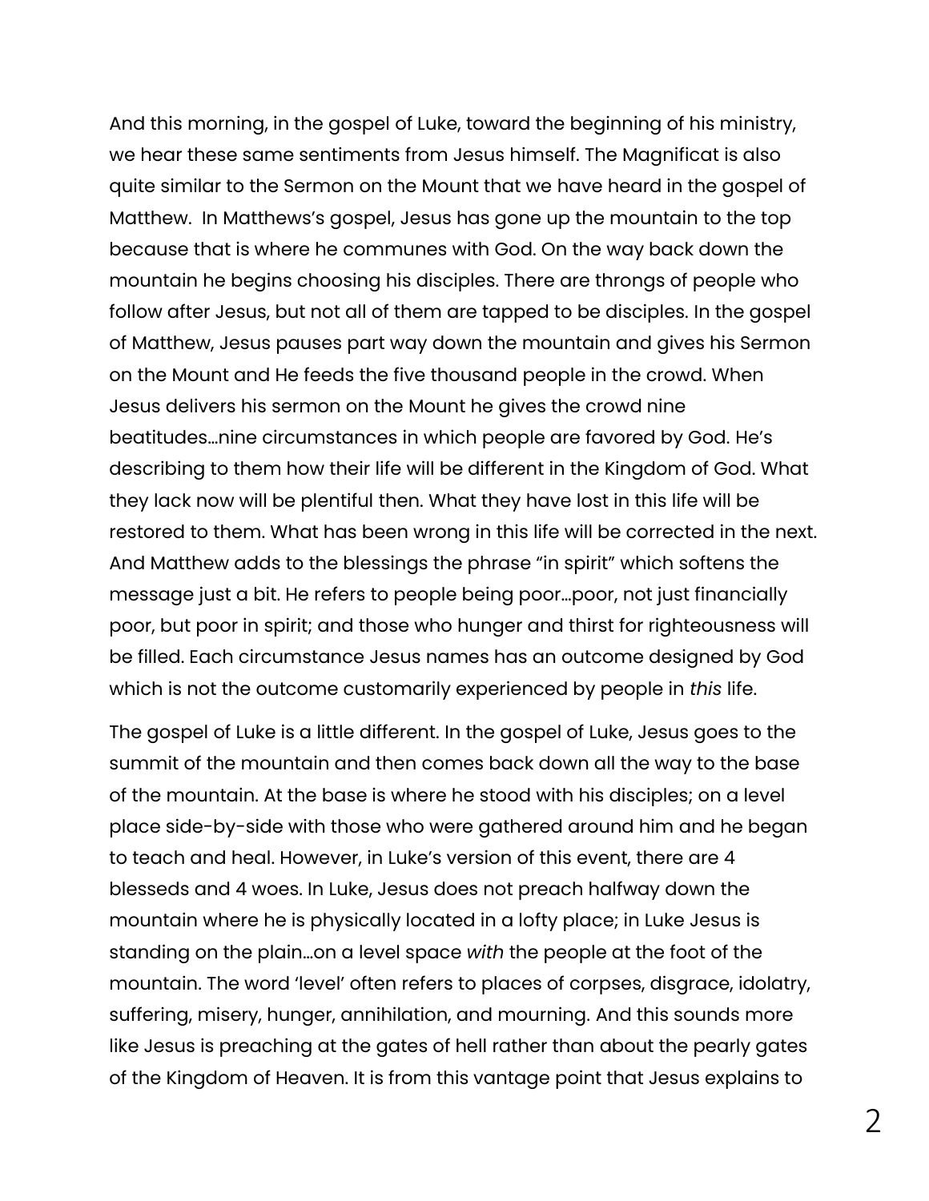And this morning, in the gospel of Luke, toward the beginning of his ministry, we hear these same sentiments from Jesus himself. The Magnificat is also quite similar to the Sermon on the Mount that we have heard in the gospel of Matthew.  In Matthews's gospel, Jesus has gone up the mountain to the top because that is where he communes with God. On the way back down the mountain he begins choosing his disciples. There are throngs of people who follow after Jesus, but not all of them are tapped to be disciples. In the gospel of Matthew, Jesus pauses part way down the mountain and gives his Sermon on the Mount and He feeds the five thousand people in the crowd. When Jesus delivers his sermon on the Mount he gives the crowd nine beatitudes…nine circumstances in which people are favored by God. He's describing to them how their life will be different in the Kingdom of God. What they lack now will be plentiful then. What they have lost in this life will be restored to them. What has been wrong in this life will be corrected in the next. And Matthew adds to the blessings the phrase "in spirit" which softens the message just a bit. He refers to people being poor…poor, not just financially poor, but poor in spirit; and those who hunger and thirst for righteousness will be filled. Each circumstance Jesus names has an outcome designed by God which is not the outcome customarily experienced by people in *this* life.

The gospel of Luke is a little different. In the gospel of Luke, Jesus goes to the summit of the mountain and then comes back down all the way to the base of the mountain. At the base is where he stood with his disciples; on a level place side-by-side with those who were gathered around him and he began to teach and heal. However, in Luke's version of this event, there are 4 blesseds and 4 woes. In Luke, Jesus does not preach halfway down the mountain where he is physically located in a lofty place; in Luke Jesus is standing on the plain…on a level space *with* the people at the foot of the mountain. The word 'level' often refers to places of corpses, disgrace, idolatry, suffering, misery, hunger, annihilation, and mourning. And this sounds more like Jesus is preaching at the gates of hell rather than about the pearly gates of the Kingdom of Heaven. It is from this vantage point that Jesus explains to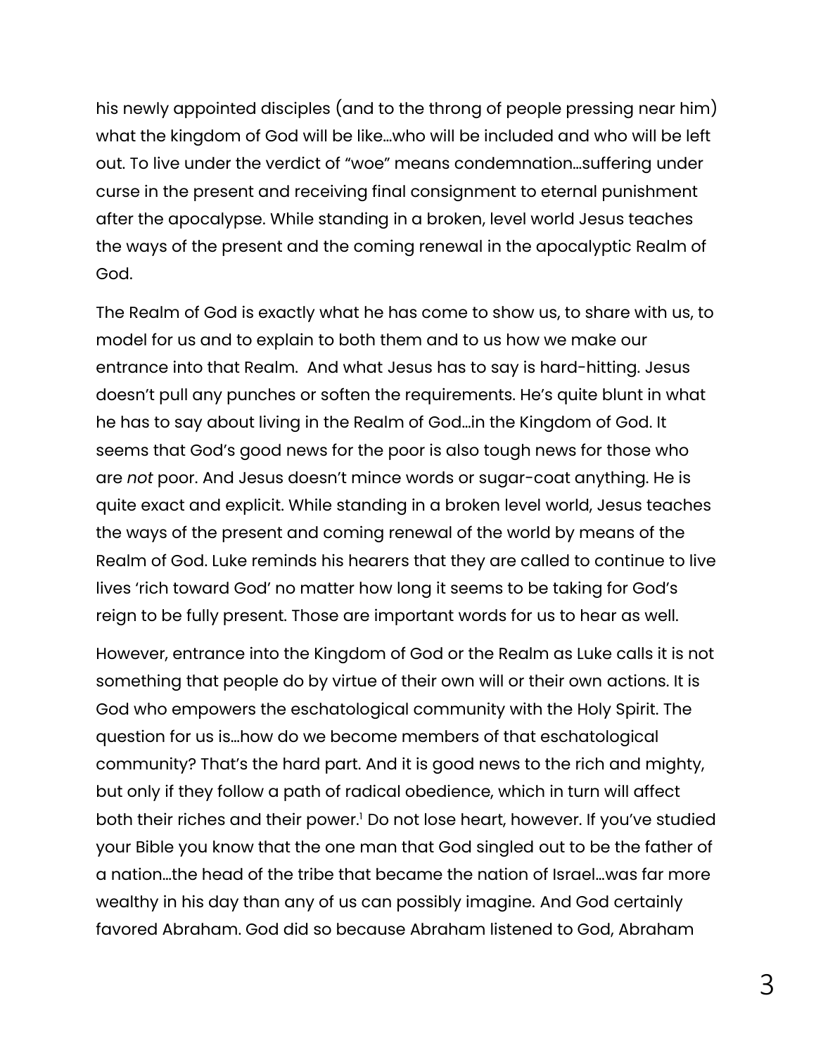his newly appointed disciples (and to the throng of people pressing near him) what the kingdom of God will be like…who will be included and who will be left out. To live under the verdict of "woe" means condemnation…suffering under curse in the present and receiving final consignment to eternal punishment after the apocalypse. While standing in a broken, level world Jesus teaches the ways of the present and the coming renewal in the apocalyptic Realm of God.

The Realm of God is exactly what he has come to show us, to share with us, to model for us and to explain to both them and to us how we make our entrance into that Realm.  And what Jesus has to say is hard-hitting. Jesus doesn't pull any punches or soften the requirements. He's quite blunt in what he has to say about living in the Realm of God…in the Kingdom of God. It seems that God's good news for the poor is also tough news for those who are *not* poor. And Jesus doesn't mince words or sugar-coat anything. He is quite exact and explicit. While standing in a broken level world, Jesus teaches the ways of the present and coming renewal of the world by means of the Realm of God. Luke reminds his hearers that they are called to continue to live lives 'rich toward God' no matter how long it seems to be taking for God's reign to be fully present. Those are important words for us to hear as well.

However, entrance into the Kingdom of God or the Realm as Luke calls it is not something that people do by virtue of their own will or their own actions. It is God who empowers the eschatological community with the Holy Spirit. The question for us is…how do we become members of that eschatological community? That's the hard part. And it is good news to the rich and mighty, but only if they follow a path of radical obedience, which in turn will affect both their riches and their power.[1] Do not lose heart, however. If you've studied your Bible you know that the one man that God singled out to be the father of a nation…the head of the tribe that became the nation of Israel…was far more wealthy in his day than any of us can possibly imagine. And God certainly favored Abraham. God did so because Abraham listened to God, Abraham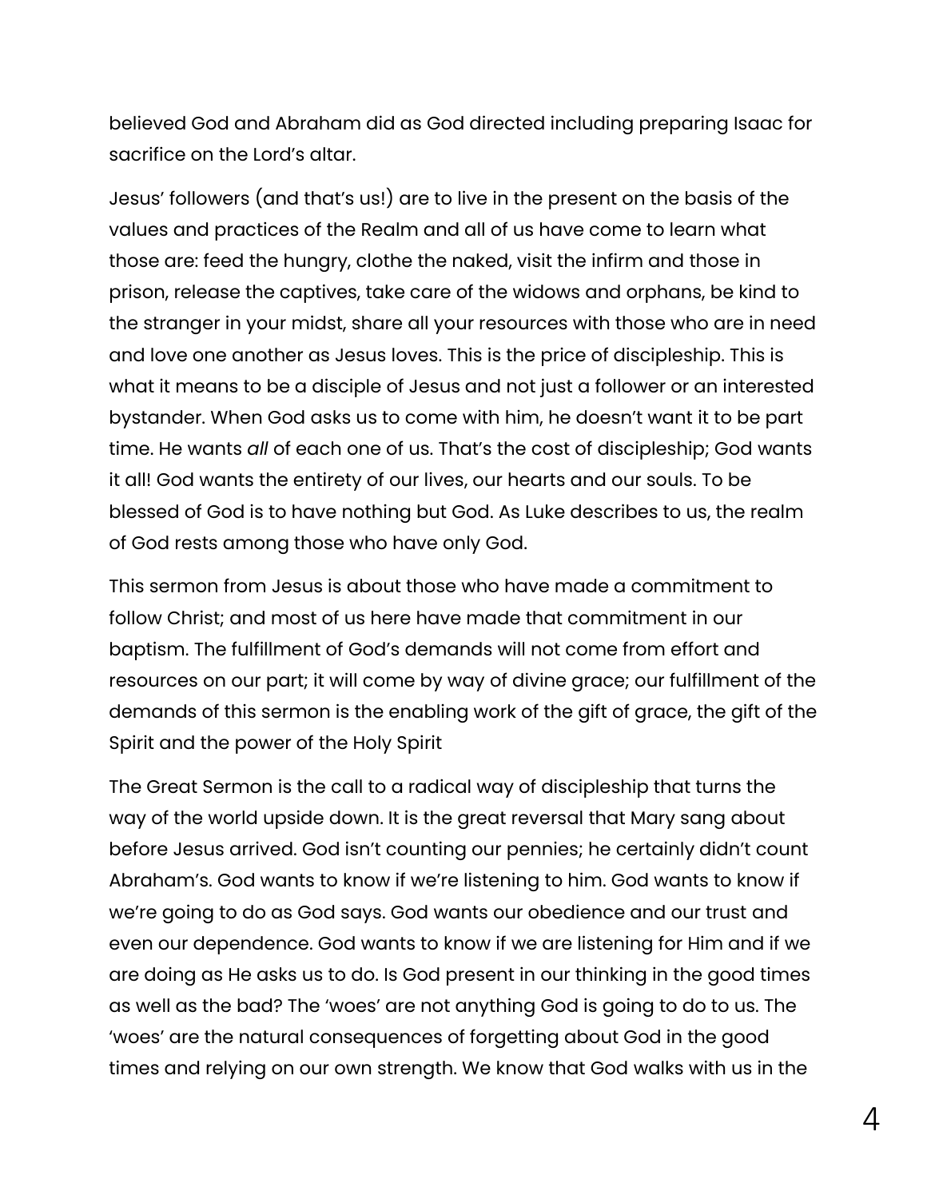believed God and Abraham did as God directed including preparing Isaac for sacrifice on the Lord's altar.

Jesus' followers (and that's us!) are to live in the present on the basis of the values and practices of the Realm and all of us have come to learn what those are: feed the hungry, clothe the naked, visit the infirm and those in prison, release the captives, take care of the widows and orphans, be kind to the stranger in your midst, share all your resources with those who are in need and love one another as Jesus loves. This is the price of discipleship. This is what it means to be a disciple of Jesus and not just a follower or an interested bystander. When God asks us to come with him, he doesn't want it to be part time. He wants *all* of each one of us. That's the cost of discipleship; God wants it all! God wants the entirety of our lives, our hearts and our souls. To be blessed of God is to have nothing but God. As Luke describes to us, the realm of God rests among those who have only God.

This sermon from Jesus is about those who have made a commitment to follow Christ; and most of us here have made that commitment in our baptism. The fulfillment of God's demands will not come from effort and resources on our part; it will come by way of divine grace; our fulfillment of the demands of this sermon is the enabling work of the gift of grace, the gift of the Spirit and the power of the Holy Spirit

The Great Sermon is the call to a radical way of discipleship that turns the way of the world upside down. It is the great reversal that Mary sang about before Jesus arrived. God isn't counting our pennies; he certainly didn't count Abraham's. God wants to know if we're listening to him. God wants to know if we're going to do as God says. God wants our obedience and our trust and even our dependence. God wants to know if we are listening for Him and if we are doing as He asks us to do. Is God present in our thinking in the good times as well as the bad? The 'woes' are not anything God is going to do to us. The 'woes' are the natural consequences of forgetting about God in the good times and relying on our own strength. We know that God walks with us in the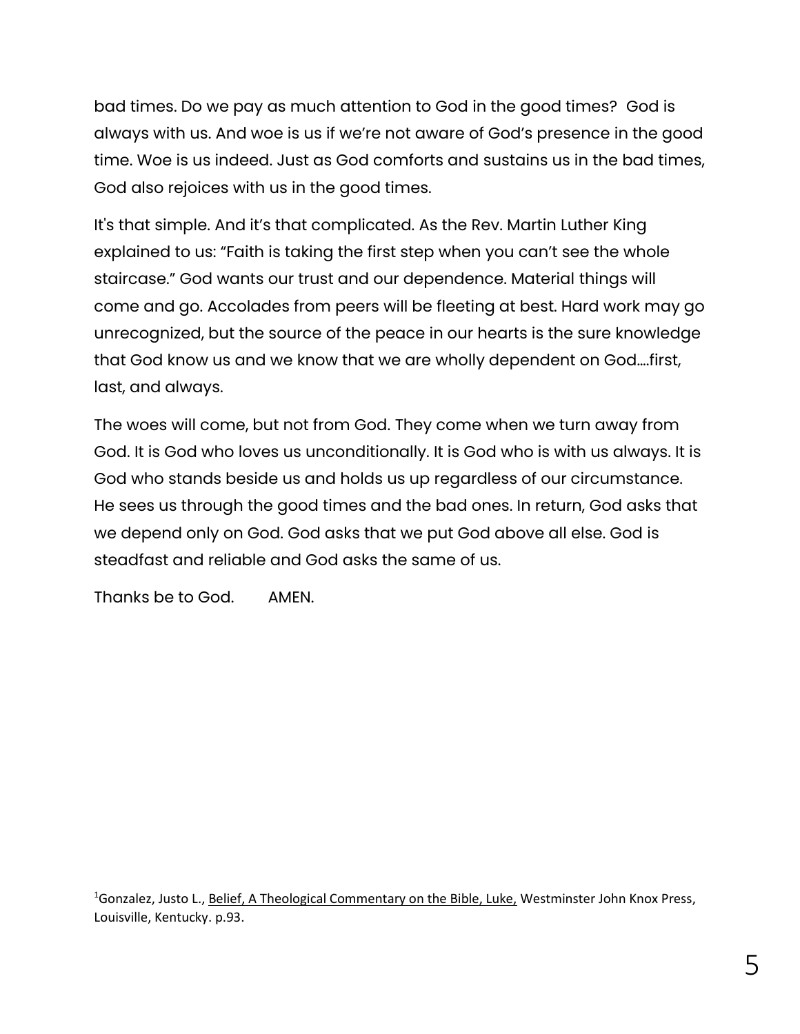bad times. Do we pay as much attention to God in the good times? God is always with us. And woe is us if we're not aware of God's presence in the good time. Woe is us indeed. Just as God comforts and sustains us in the bad times, God also rejoices with us in the good times.

It's that simple. And it's that complicated. As the Rev. Martin Luther King explained to us: "Faith is taking the first step when you can't see the whole staircase." God wants our trust and our dependence. Material things will come and go. Accolades from peers will be fleeting at best. Hard work may go unrecognized, but the source of the peace in our hearts is the sure knowledge that God know us and we know that we are wholly dependent on God....first, last, and always.

The woes will come, but not from God. They come when we turn away from God. It is God who loves us unconditionally. It is God who is with us always. It is God who stands beside us and holds us up regardless of our circumstance. He sees us through the good times and the bad ones. In return, God asks that we depend only on God. God asks that we put God above all else. God is steadfast and reliable and God asks the same of us.

Thanks be to God. AMEN.

[1]Gonzalez, Justo L., Belief, A Theological Commentary on the Bible, Luke, Westminster John Knox Press, Louisville, Kentucky. p.93.